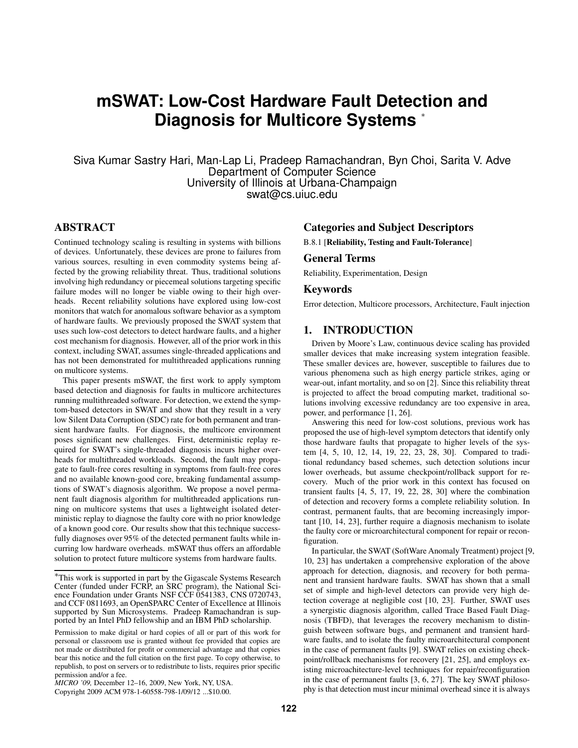# mSWAT: Low-Cost Hardware Fault Detection and Diagnosis for Multicore Systems [*]

Siva Kumar Sastry Hari, Man-Lap Li, Pradeep Ramachandran, Byn Choi, Sarita V. Adve
Department of Computer Science
University of Illinois at Urbana-Champaign
swat@cs.uiuc.edu

## ABSTRACT

Continued technology scaling is resulting in systems with billions of devices. Unfortunately, these devices are prone to failures from various sources, resulting in even commodity systems being affected by the growing reliability threat. Thus, traditional solutions involving high redundancy or piecemeal solutions targeting specific failure modes will no longer be viable owing to their high overheads. Recent reliability solutions have explored using low-cost monitors that watch for anomalous software behavior as a symptom of hardware faults. We previously proposed the SWAT system that uses such low-cost detectors to detect hardware faults, and a higher cost mechanism for diagnosis. However, all of the prior work in this context, including SWAT, assumes single-threaded applications and has not been demonstrated for multithreaded applications running on multicore systems.

This paper presents mSWAT, the first work to apply symptom based detection and diagnosis for faults in multicore architectures running multithreaded software. For detection, we extend the symptom-based detectors in SWAT and show that they result in a very low Silent Data Corruption (SDC) rate for both permanent and transient hardware faults. For diagnosis, the multicore environment poses significant new challenges. First, deterministic replay required for SWAT's single-threaded diagnosis incurs higher overheads for multithreaded workloads. Second, the fault may propagate to fault-free cores resulting in symptoms from fault-free cores and no available known-good core, breaking fundamental assumptions of SWAT's diagnosis algorithm. We propose a novel permanent fault diagnosis algorithm for multithreaded applications running on multicore systems that uses a lightweight isolated deterministic replay to diagnose the faulty core with no prior knowledge of a known good core. Our results show that this technique successfully diagnoses over 95% of the detected permanent faults while incurring low hardware overheads. mSWAT thus offers an affordable solution to protect future multicore systems from hardware faults.

## Categories and Subject Descriptors

B.8.1 [**Reliability, Testing and Fault-Tolerance**]

## General Terms

Reliability, Experimentation, Design

## Keywords

Error detection, Multicore processors, Architecture, Fault injection

## 1. INTRODUCTION

Driven by Moore's Law, continuous device scaling has provided smaller devices that make increasing system integration feasible. These smaller devices are, however, susceptible to failures due to various phenomena such as high energy particle strikes, aging or wear-out, infant mortality, and so on [2]. Since this reliability threat is projected to affect the broad computing market, traditional solutions involving excessive redundancy are too expensive in area, power, and performance [1, 26].

Answering this need for low-cost solutions, previous work has proposed the use of high-level symptom detectors that identify only those hardware faults that propagate to higher levels of the system [4, 5, 10, 12, 14, 19, 22, 23, 28, 30]. Compared to traditional redundancy based schemes, such detection solutions incur lower overheads, but assume checkpoint/rollback support for recovery. Much of the prior work in this context has focused on transient faults [4, 5, 17, 19, 22, 28, 30] where the combination of detection and recovery forms a complete reliability solution. In contrast, permanent faults, that are becoming increasingly important [10, 14, 23], further require a diagnosis mechanism to isolate the faulty core or microarchitectural component for repair or reconfiguration.

In particular, the SWAT (SoftWare Anomaly Treatment) project [9, 10, 23] has undertaken a comprehensive exploration of the above approach for detection, diagnosis, and recovery for both permanent and transient hardware faults. SWAT has shown that a small set of simple and high-level detectors can provide very high detection coverage at negligible cost [10, 23]. Further, SWAT uses a synergistic diagnosis algorithm, called Trace Based Fault Diagnosis (TBFD), that leverages the recovery mechanism to distinguish between software bugs, and permanent and transient hardware faults, and to isolate the faulty microarchitectural component in the case of permanent faults [9]. SWAT relies on existing checkpoint/rollback mechanisms for recovery [21, 25], and employs existing microachitecture-level techniques for repair/reconfiguration in the case of permanent faults [3, 6, 27]. The key SWAT philosophy is that detection must incur minimal overhead since it is always

---

[*] This work is supported in part by the Gigascale Systems Research Center (funded under FCRP, an SRC program), the National Science Foundation under Grants NSF CCF 0541383, CNS 0720743, and CCF 0811693, an OpenSPARC Center of Excellence at Illinois supported by Sun Microsystems. Pradeep Ramachandran is supported by an Intel PhD fellowship and an IBM PhD scholarship.

Permission to make digital or hard copies of all or part of this work for personal or classroom use is granted without fee provided that copies are not made or distributed for profit or commercial advantage and that copies bear this notice and the full citation on the first page. To copy otherwise, to republish, to post on servers or to redistribute to lists, requires prior specific permission and/or a fee.

*MICRO '09,* December 12–16, 2009, New York, NY, USA.
Copyright 2009 ACM 978-1-60558-798-1/09/12 ...$10.00.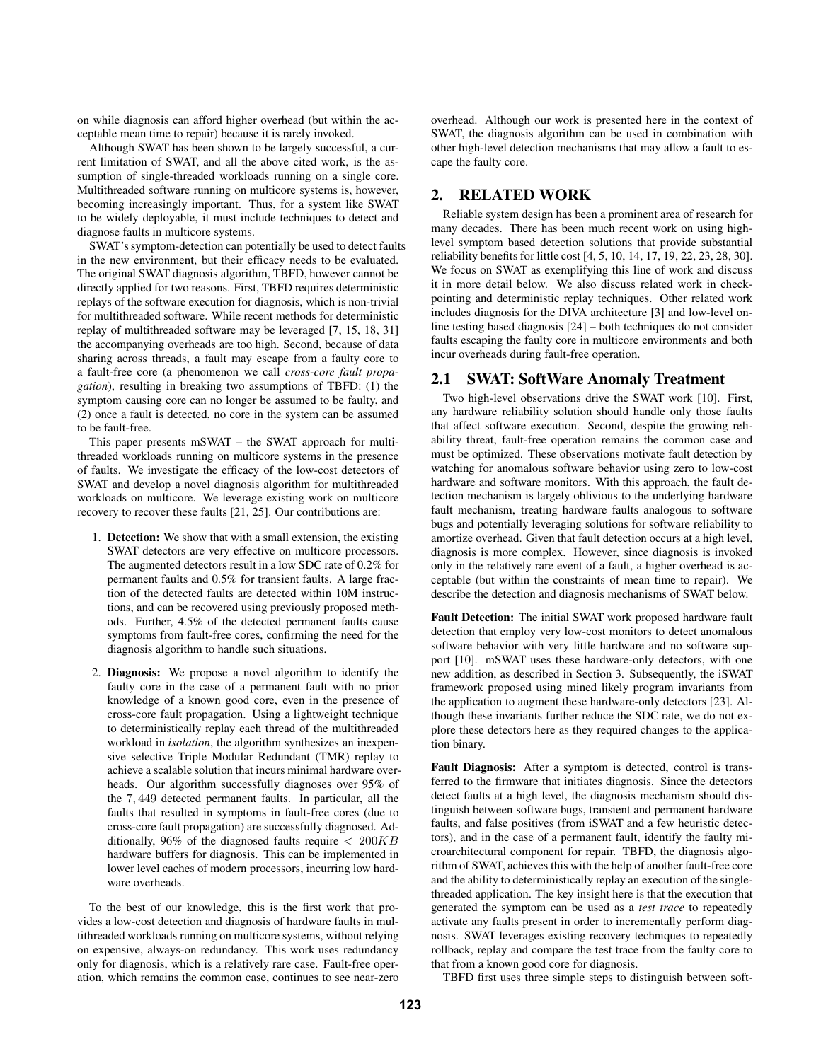on while diagnosis can afford higher overhead (but within the acceptable mean time to repair) because it is rarely invoked.

Although SWAT has been shown to be largely successful, a current limitation of SWAT, and all the above cited work, is the assumption of single-threaded workloads running on a single core. Multithreaded software running on multicore systems is, however, becoming increasingly important. Thus, for a system like SWAT to be widely deployable, it must include techniques to detect and diagnose faults in multicore systems.

SWAT's symptom-detection can potentially be used to detect faults in the new environment, but their efficacy needs to be evaluated. The original SWAT diagnosis algorithm, TBFD, however cannot be directly applied for two reasons. First, TBFD requires deterministic replays of the software execution for diagnosis, which is non-trivial for multithreaded software. While recent methods for deterministic replay of multithreaded software may be leveraged [7, 15, 18, 31] the accompanying overheads are too high. Second, because of data sharing across threads, a fault may escape from a faulty core to a fault-free core (a phenomenon we call *cross-core fault propagation*), resulting in breaking two assumptions of TBFD: (1) the symptom causing core can no longer be assumed to be faulty, and (2) once a fault is detected, no core in the system can be assumed to be fault-free.

This paper presents mSWAT – the SWAT approach for multithreaded workloads running on multicore systems in the presence of faults. We investigate the efficacy of the low-cost detectors of SWAT and develop a novel diagnosis algorithm for multithreaded workloads on multicore. We leverage existing work on multicore recovery to recover these faults [21, 25]. Our contributions are:

1. **Detection:** We show that with a small extension, the existing SWAT detectors are very effective on multicore processors. The augmented detectors result in a low SDC rate of 0.2% for permanent faults and 0.5% for transient faults. A large fraction of the detected faults are detected within 10M instructions, and can be recovered using previously proposed methods. Further, 4.5% of the detected permanent faults cause symptoms from fault-free cores, confirming the need for the diagnosis algorithm to handle such situations.
2. **Diagnosis:** We propose a novel algorithm to identify the faulty core in the case of a permanent fault with no prior knowledge of a known good core, even in the presence of cross-core fault propagation. Using a lightweight technique to deterministically replay each thread of the multithreaded workload in *isolation*, the algorithm synthesizes an inexpensive selective Triple Modular Redundant (TMR) replay to achieve a scalable solution that incurs minimal hardware overheads. Our algorithm successfully diagnoses over 95% of the $7,449$ detected permanent faults. In particular, all the faults that resulted in symptoms in fault-free cores (due to cross-core fault propagation) are successfully diagnosed. Additionally, 96% of the diagnosed faults require $< 200KB$ hardware buffers for diagnosis. This can be implemented in lower level caches of modern processors, incurring low hardware overheads.

To the best of our knowledge, this is the first work that provides a low-cost detection and diagnosis of hardware faults in multithreaded workloads running on multicore systems, without relying on expensive, always-on redundancy. This work uses redundancy only for diagnosis, which is a relatively rare case. Fault-free operation, which remains the common case, continues to see near-zero overhead. Although our work is presented here in the context of SWAT, the diagnosis algorithm can be used in combination with other high-level detection mechanisms that may allow a fault to escape the faulty core.

## 2. RELATED WORK

Reliable system design has been a prominent area of research for many decades. There has been much recent work on using high-level symptom based detection solutions that provide substantial reliability benefits for little cost [4, 5, 10, 14, 17, 19, 22, 23, 28, 30]. We focus on SWAT as exemplifying this line of work and discuss it in more detail below. We also discuss related work in checkpointing and deterministic replay techniques. Other related work includes diagnosis for the DIVA architecture [3] and low-level online testing based diagnosis [24] – both techniques do not consider faults escaping the faulty core in multicore environments and both incur overheads during fault-free operation.

### 2.1 SWAT: SoftWare Anomaly Treatment

Two high-level observations drive the SWAT work [10]. First, any hardware reliability solution should handle only those faults that affect software execution. Second, despite the growing reliability threat, fault-free operation remains the common case and must be optimized. These observations motivate fault detection by watching for anomalous software behavior using zero to low-cost hardware and software monitors. With this approach, the fault detection mechanism is largely oblivious to the underlying hardware fault mechanism, treating hardware faults analogous to software bugs and potentially leveraging solutions for software reliability to amortize overhead. Given that fault detection occurs at a high level, diagnosis is more complex. However, since diagnosis is invoked only in the relatively rare event of a fault, a higher overhead is acceptable (but within the constraints of mean time to repair). We describe the detection and diagnosis mechanisms of SWAT below.

**Fault Detection:** The initial SWAT work proposed hardware fault detection that employ very low-cost monitors to detect anomalous software behavior with very little hardware and no software support [10]. mSWAT uses these hardware-only detectors, with one new addition, as described in Section 3. Subsequently, the iSWAT framework proposed using mined likely program invariants from the application to augment these hardware-only detectors [23]. Although these invariants further reduce the SDC rate, we do not explore these detectors here as they required changes to the application binary.

**Fault Diagnosis:** After a symptom is detected, control is transferred to the firmware that initiates diagnosis. Since the detectors detect faults at a high level, the diagnosis mechanism should distinguish between software bugs, transient and permanent hardware faults, and false positives (from iSWAT and a few heuristic detectors), and in the case of a permanent fault, identify the faulty microarchitectural component for repair. TBFD, the diagnosis algorithm of SWAT, achieves this with the help of another fault-free core and the ability to deterministically replay an execution of the single-threaded application. The key insight here is that the execution that generated the symptom can be used as a *test trace* to repeatedly activate any faults present in order to incrementally perform diagnosis. SWAT leverages existing recovery techniques to repeatedly rollback, replay and compare the test trace from the faulty core to that from a known good core for diagnosis.

TBFD first uses three simple steps to distinguish between soft-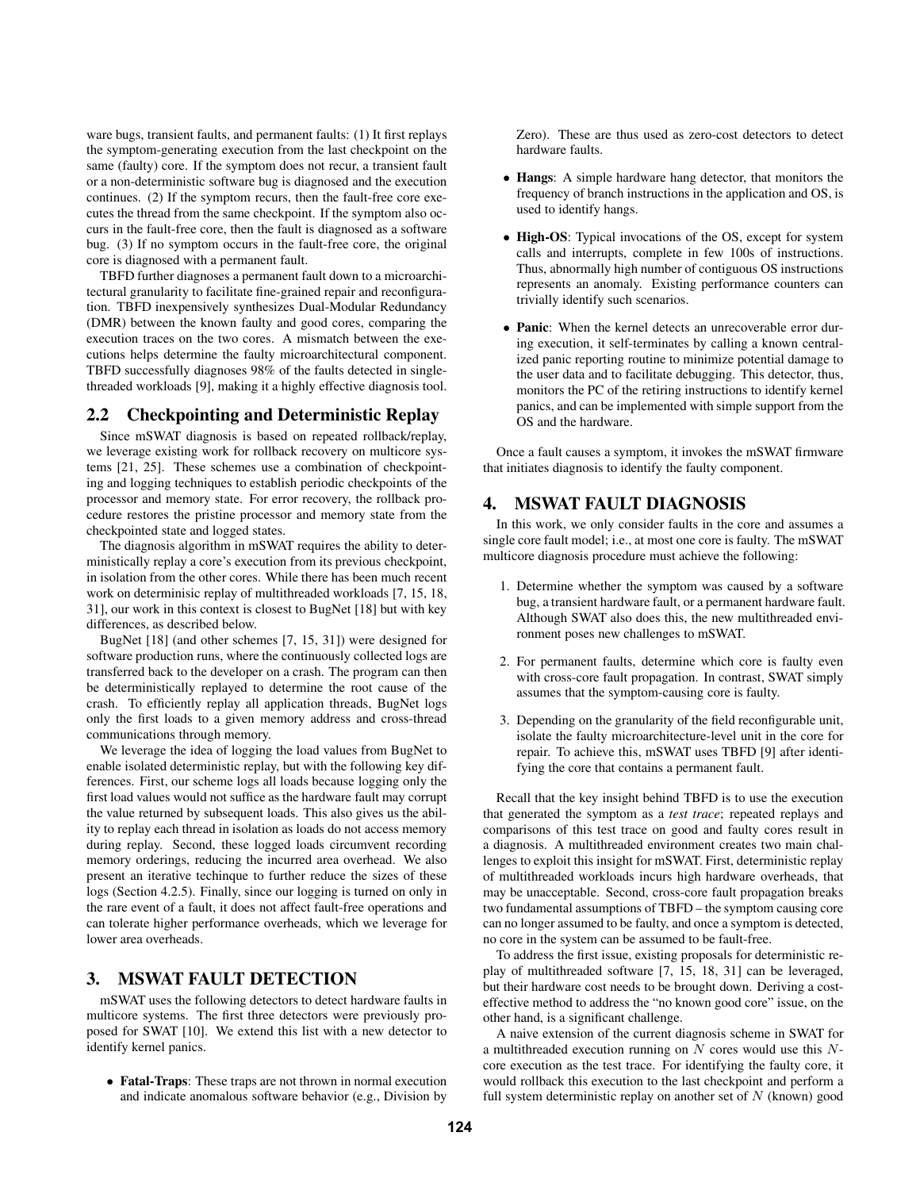ware bugs, transient faults, and permanent faults: (1) It first replays the symptom-generating execution from the last checkpoint on the same (faulty) core. If the symptom does not recur, a transient fault or a non-deterministic software bug is diagnosed and the execution continues. (2) If the symptom recurs, then the fault-free core executes the thread from the same checkpoint. If the symptom also occurs in the fault-free core, then the fault is diagnosed as a software bug. (3) If no symptom occurs in the fault-free core, the original core is diagnosed with a permanent fault.

TBFD further diagnoses a permanent fault down to a microarchitectural granularity to facilitate fine-grained repair and reconfiguration. TBFD inexpensively synthesizes Dual-Modular Redundancy (DMR) between the known faulty and good cores, comparing the execution traces on the two cores. A mismatch between the executions helps determine the faulty microarchitectural component. TBFD successfully diagnoses 98% of the faults detected in single-threaded workloads [9], making it a highly effective diagnosis tool.

## 2.2 Checkpointing and Deterministic Replay

Since mSWAT diagnosis is based on repeated rollback/replay, we leverage existing work for rollback recovery on multicore systems [21, 25]. These schemes use a combination of checkpointing and logging techniques to establish periodic checkpoints of the processor and memory state. For error recovery, the rollback procedure restores the pristine processor and memory state from the checkpointed state and logged states.

The diagnosis algorithm in mSWAT requires the ability to deterministically replay a core's execution from its previous checkpoint, in isolation from the other cores. While there has been much recent work on determinisic replay of multithreaded workloads [7, 15, 18, 31], our work in this context is closest to BugNet [18] but with key differences, as described below.

BugNet [18] (and other schemes [7, 15, 31]) were designed for software production runs, where the continuously collected logs are transferred back to the developer on a crash. The program can then be deterministically replayed to determine the root cause of the crash. To efficiently replay all application threads, BugNet logs only the first loads to a given memory address and cross-thread communications through memory.

We leverage the idea of logging the load values from BugNet to enable isolated deterministic replay, but with the following key differences. First, our scheme logs all loads because logging only the first load values would not suffice as the hardware fault may corrupt the value returned by subsequent loads. This also gives us the ability to replay each thread in isolation as loads do not access memory during replay. Second, these logged loads circumvent recording memory orderings, reducing the incurred area overhead. We also present an iterative techinque to further reduce the sizes of these logs (Section 4.2.5). Finally, since our logging is turned on only in the rare event of a fault, it does not affect fault-free operations and can tolerate higher performance overheads, which we leverage for lower area overheads.

# 3. MSWAT FAULT DETECTION

mSWAT uses the following detectors to detect hardware faults in multicore systems. The first three detectors were previously proposed for SWAT [10]. We extend this list with a new detector to identify kernel panics.

- **Fatal-Traps**: These traps are not thrown in normal execution and indicate anomalous software behavior (e.g., Division by Zero). These are thus used as zero-cost detectors to detect hardware faults.
- **Hangs**: A simple hardware hang detector, that monitors the frequency of branch instructions in the application and OS, is used to identify hangs.
- **High-OS**: Typical invocations of the OS, except for system calls and interrupts, complete in few 100s of instructions. Thus, abnormally high number of contiguous OS instructions represents an anomaly. Existing performance counters can trivially identify such scenarios.
- **Panic**: When the kernel detects an unrecoverable error during execution, it self-terminates by calling a known centralized panic reporting routine to minimize potential damage to the user data and to facilitate debugging. This detector, thus, monitors the PC of the retiring instructions to identify kernel panics, and can be implemented with simple support from the OS and the hardware.

Once a fault causes a symptom, it invokes the mSWAT firmware that initiates diagnosis to identify the faulty component.

# 4. MSWAT FAULT DIAGNOSIS

In this work, we only consider faults in the core and assumes a single core fault model; i.e., at most one core is faulty. The mSWAT multicore diagnosis procedure must achieve the following:

1. Determine whether the symptom was caused by a software bug, a transient hardware fault, or a permanent hardware fault. Although SWAT also does this, the new multithreaded environment poses new challenges to mSWAT.
2. For permanent faults, determine which core is faulty even with cross-core fault propagation. In contrast, SWAT simply assumes that the symptom-causing core is faulty.
3. Depending on the granularity of the field reconfigurable unit, isolate the faulty microarchitecture-level unit in the core for repair. To achieve this, mSWAT uses TBFD [9] after identifying the core that contains a permanent fault.

Recall that the key insight behind TBFD is to use the execution that generated the symptom as a *test trace*; repeated replays and comparisons of this test trace on good and faulty cores result in a diagnosis. A multithreaded environment creates two main challenges to exploit this insight for mSWAT. First, deterministic replay of multithreaded workloads incurs high hardware overheads, that may be unacceptable. Second, cross-core fault propagation breaks two fundamental assumptions of TBFD – the symptom causing core can no longer assumed to be faulty, and once a symptom is detected, no core in the system can be assumed to be fault-free.

To address the first issue, existing proposals for deterministic replay of multithreaded software [7, 15, 18, 31] can be leveraged, but their hardware cost needs to be brought down. Deriving a cost-effective method to address the "no known good core" issue, on the other hand, is a significant challenge.

A naive extension of the current diagnosis scheme in SWAT for a multithreaded execution running on $N$ cores would use this $N$-core execution as the test trace. For identifying the faulty core, it would rollback this execution to the last checkpoint and perform a full system deterministic replay on another set of $N$ (known) good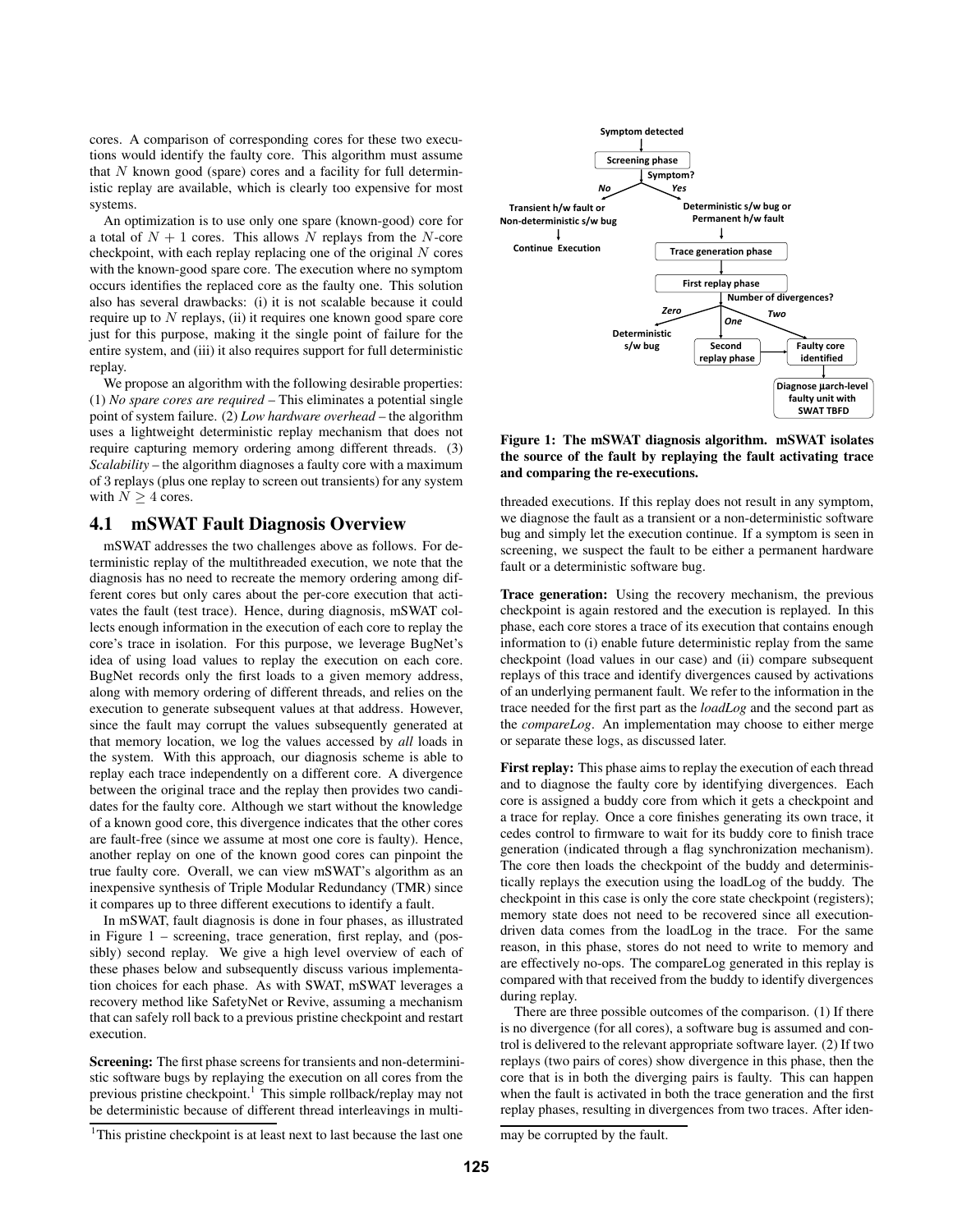cores. A comparison of corresponding cores for these two executions would identify the faulty core. This algorithm must assume that $N$ known good (spare) cores and a facility for full deterministic replay are available, which is clearly too expensive for most systems.

An optimization is to use only one spare (known-good) core for a total of $N + 1$ cores. This allows $N$ replays from the $N$-core checkpoint, with each replay replacing one of the original $N$ cores with the known-good spare core. The execution where no symptom occurs identifies the replaced core as the faulty one. This solution also has several drawbacks: (i) it is not scalable because it could require up to $N$ replays, (ii) it requires one known good spare core just for this purpose, making it the single point of failure for the entire system, and (iii) it also requires support for full deterministic replay.

We propose an algorithm with the following desirable properties: (1) *No spare cores are required* – This eliminates a potential single point of system failure. (2) *Low hardware overhead* – the algorithm uses a lightweight deterministic replay mechanism that does not require capturing memory ordering among different threads. (3) *Scalability* – the algorithm diagnoses a faulty core with a maximum of 3 replays (plus one replay to screen out transients) for any system with $N \geq 4$ cores.

## 4.1 mSWAT Fault Diagnosis Overview

mSWAT addresses the two challenges above as follows. For deterministic replay of the multithreaded execution, we note that the diagnosis has no need to recreate the memory ordering among different cores but only cares about the per-core execution that activates the fault (test trace). Hence, during diagnosis, mSWAT collects enough information in the execution of each core to replay the core's trace in isolation. For this purpose, we leverage BugNet's idea of using load values to replay the execution on each core. BugNet records only the first loads to a given memory address, along with memory ordering of different threads, and relies on the execution to generate subsequent values at that address. However, since the fault may corrupt the values subsequently generated at that memory location, we log the values accessed by *all* loads in the system. With this approach, our diagnosis scheme is able to replay each trace independently on a different core. A divergence between the original trace and the replay then provides two candidates for the faulty core. Although we start without the knowledge of a known good core, this divergence indicates that the other cores are fault-free (since we assume at most one core is faulty). Hence, another replay on one of the known good cores can pinpoint the true faulty core. Overall, we can view mSWAT's algorithm as an inexpensive synthesis of Triple Modular Redundancy (TMR) since it compares up to three different executions to identify a fault.

In mSWAT, fault diagnosis is done in four phases, as illustrated in Figure 1 – screening, trace generation, first replay, and (possibly) second replay. We give a high level overview of each of these phases below and subsequently discuss various implementation choices for each phase. As with SWAT, mSWAT leverages a recovery method like SafetyNet or Revive, assuming a mechanism that can safely roll back to a previous pristine checkpoint and restart execution.

**Screening:** The first phase screens for transients and non-deterministic software bugs by replaying the execution on all cores from the previous pristine checkpoint.[1] This simple rollback/replay may not be deterministic because of different thread interleavings in multi-threaded executions. If this replay does not result in any symptom, we diagnose the fault as a transient or a non-deterministic software bug and simply let the execution continue. If a symptom is seen in screening, we suspect the fault to be either a permanent hardware fault or a deterministic software bug.

[1]This pristine checkpoint is at least next to last because the last one may be corrupted by the fault.

Symptom detected → Screening phase → Symptom? No: Transient h/w fault or Non-deterministic s/w bug → Continue Execution. Yes: Deterministic s/w bug or Permanent h/w fault → Trace generation phase → First replay phase → Number of divergences? Zero: Deterministic s/w bug; One: Second replay phase → Faulty core identified; Two: Faulty core identified → Diagnose μarch-level faulty unit with SWAT TBFD

**Figure 1: The mSWAT diagnosis algorithm. mSWAT isolates the source of the fault by replaying the fault activating trace and comparing the re-executions.**

**Trace generation:** Using the recovery mechanism, the previous checkpoint is again restored and the execution is replayed. In this phase, each core stores a trace of its execution that contains enough information to (i) enable future deterministic replay from the same checkpoint (load values in our case) and (ii) compare subsequent replays of this trace and identify divergences caused by activations of an underlying permanent fault. We refer to the information in the trace needed for the first part as the *loadLog* and the second part as the *compareLog*. An implementation may choose to either merge or separate these logs, as discussed later.

**First replay:** This phase aims to replay the execution of each thread and to diagnose the faulty core by identifying divergences. Each core is assigned a buddy core from which it gets a checkpoint and a trace for replay. Once a core finishes generating its own trace, it cedes control to firmware to wait for its buddy core to finish trace generation (indicated through a flag synchronization mechanism). The core then loads the checkpoint of the buddy and deterministically replays the execution using the loadLog of the buddy. The checkpoint in this case is only the core state checkpoint (registers); memory state does not need to be recovered since all execution-driven data comes from the loadLog in the trace. For the same reason, in this phase, stores do not need to write to memory and are effectively no-ops. The compareLog generated in this replay is compared with that received from the buddy to identify divergences during replay.

There are three possible outcomes of the comparison. (1) If there is no divergence (for all cores), a software bug is assumed and control is delivered to the relevant appropriate software layer. (2) If two replays (two pairs of cores) show divergence in this phase, then the core that is in both the diverging pairs is faulty. This can happen when the fault is activated in both the trace generation and the first replay phases, resulting in divergences from two traces. After iden-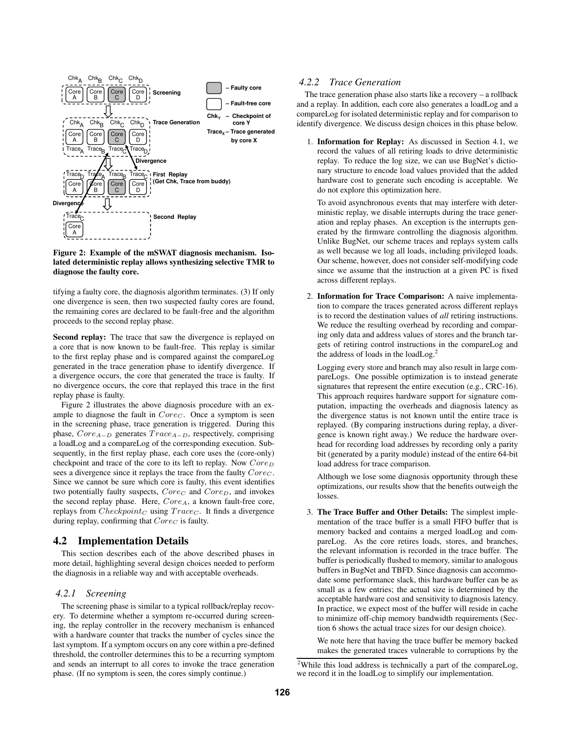Figure 2: Example of the mSWAT diagnosis mechanism. Isolated deterministic replay allows synthesizing selective TMR to diagnose the faulty core.

tifying a faulty core, the diagnosis algorithm terminates. (3) If only one divergence is seen, then two suspected faulty cores are found, the remaining cores are declared to be fault-free and the algorithm proceeds to the second replay phase.

**Second replay:** The trace that saw the divergence is replayed on a core that is now known to be fault-free. This replay is similar to the first replay phase and is compared against the compareLog generated in the trace generation phase to identify divergence. If a divergence occurs, the core that generated the trace is faulty. If no divergence occurs, the core that replayed this trace in the first replay phase is faulty.

Figure 2 illustrates the above diagnosis procedure with an example to diagnose the fault in $Core_C$. Once a symptom is seen in the screening phase, trace generation is triggered. During this phase, $Core_{A-D}$ generates $Trace_{A-D}$, respectively, comprising a loadLog and a compareLog of the corresponding execution. Subsequently, in the first replay phase, each core uses the (core-only) checkpoint and trace of the core to its left to replay. Now $Core_D$ sees a divergence since it replays the trace from the faulty $Core_C$. Since we cannot be sure which core is faulty, this event identifies two potentially faulty suspects, $Core_C$ and $Core_D$, and invokes the second replay phase. Here, $Core_A$, a known fault-free core, replays from $Checkpoint_C$ using $Trace_C$. It finds a divergence during replay, confirming that $Core_C$ is faulty.

## 4.2 Implementation Details

This section describes each of the above described phases in more detail, highlighting several design choices needed to perform the diagnosis in a reliable way and with acceptable overheads.

### *4.2.1 Screening*

The screening phase is similar to a typical rollback/replay recovery. To determine whether a symptom re-occurred during screening, the replay controller in the recovery mechanism is enhanced with a hardware counter that tracks the number of cycles since the last symptom. If a symptom occurs on any core within a pre-defined threshold, the controller determines this to be a recurring symptom and sends an interrupt to all cores to invoke the trace generation phase. (If no symptom is seen, the cores simply continue.)

### *4.2.2 Trace Generation*

The trace generation phase also starts like a recovery – a rollback and a replay. In addition, each core also generates a loadLog and a compareLog for isolated deterministic replay and for comparison to identify divergence. We discuss design choices in this phase below.

1. **Information for Replay:** As discussed in Section 4.1, we record the values of all retiring loads to drive deterministic replay. To reduce the log size, we can use BugNet's dictionary structure to encode load values provided that the added hardware cost to generate such encoding is acceptable. We do not explore this optimization here.

   To avoid asynchronous events that may interfere with deterministic replay, we disable interrupts during the trace generation and replay phases. An exception is the interrupts generated by the firmware controlling the diagnosis algorithm. Unlike BugNet, our scheme traces and replays system calls as well because we log all loads, including privileged loads. Our scheme, however, does not consider self-modifying code since we assume that the instruction at a given PC is fixed across different replays.

2. **Information for Trace Comparison:** A naive implementation to compare the traces generated across different replays is to record the destination values of *all* retiring instructions. We reduce the resulting overhead by recording and comparing only data and address values of stores and the branch targets of retiring control instructions in the compareLog and the address of loads in the loadLog.[2]

   Logging every store and branch may also result in large compareLogs. One possible optimization is to instead generate signatures that represent the entire execution (e.g., CRC-16). This approach requires hardware support for signature computation, impacting the overheads and diagnosis latency as the divergence status is not known until the entire trace is replayed. (By comparing instructions during replay, a divergence is known right away.) We reduce the hardware overhead for recording load addresses by recording only a parity bit (generated by a parity module) instead of the entire 64-bit load address for trace comparison.

   Although we lose some diagnosis opportunity through these optimizations, our results show that the benefits outweigh the losses.

3. **The Trace Buffer and Other Details:** The simplest implementation of the trace buffer is a small FIFO buffer that is memory backed and contains a merged loadLog and compareLog. As the core retires loads, stores, and branches, the relevant information is recorded in the trace buffer. The buffer is periodically flushed to memory, similar to analogous buffers in BugNet and TBFD. Since diagnosis can accommodate some performance slack, this hardware buffer can be as small as a few entries; the actual size is determined by the acceptable hardware cost and sensitivity to diagnosis latency. In practice, we expect most of the buffer will reside in cache to minimize off-chip memory bandwidth requirements (Section 6 shows the actual trace sizes for our design choice).

   We note here that having the trace buffer be memory backed makes the generated traces vulnerable to corruptions by the

[2] While this load address is technically a part of the compareLog, we record it in the loadLog to simplify our implementation.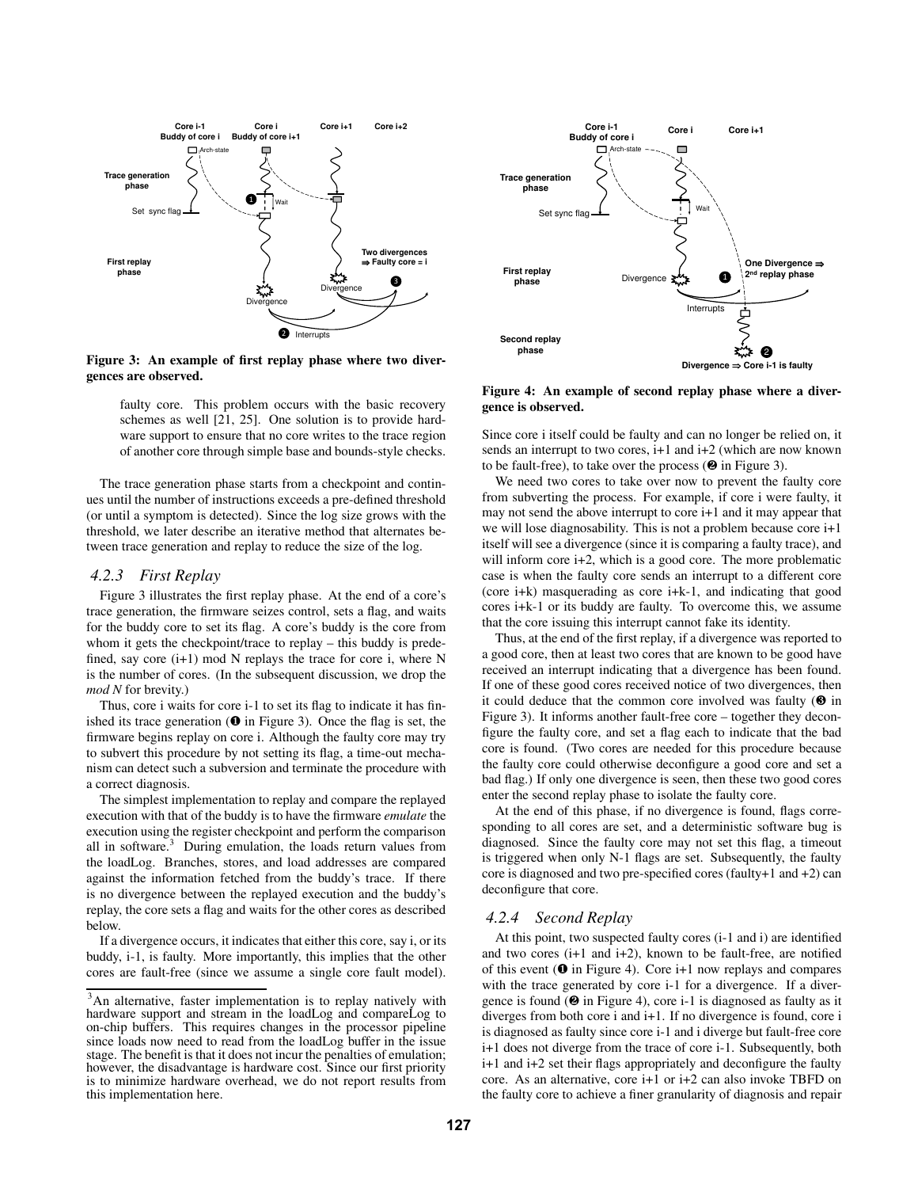Figure 3: An example of first replay phase where two divergences are observed.

Figure 4: An example of second replay phase where a divergence is observed.

faulty core. This problem occurs with the basic recovery schemes as well [21, 25]. One solution is to provide hardware support to ensure that no core writes to the trace region of another core through simple base and bounds-style checks.

The trace generation phase starts from a checkpoint and continues until the number of instructions exceeds a pre-defined threshold (or until a symptom is detected). Since the log size grows with the threshold, we later describe an iterative method that alternates between trace generation and replay to reduce the size of the log.

### 4.2.3 First Replay

Figure 3 illustrates the first replay phase. At the end of a core's trace generation, the firmware seizes control, sets a flag, and waits for the buddy core to set its flag. A core's buddy is the core from whom it gets the checkpoint/trace to replay – this buddy is predefined, say core (i+1) mod N replays the trace for core i, where N is the number of cores. (In the subsequent discussion, we drop the *mod N* for brevity.)

Thus, core i waits for core i-1 to set its flag to indicate it has finished its trace generation (❶ in Figure 3). Once the flag is set, the firmware begins replay on core i. Although the faulty core may try to subvert this procedure by not setting its flag, a time-out mechanism can detect such a subversion and terminate the procedure with a correct diagnosis.

The simplest implementation to replay and compare the replayed execution with that of the buddy is to have the firmware *emulate* the execution using the register checkpoint and perform the comparison all in software.[3] During emulation, the loads return values from the loadLog. Branches, stores, and load addresses are compared against the information fetched from the buddy's trace. If there is no divergence between the replayed execution and the buddy's replay, the core sets a flag and waits for the other cores as described below.

If a divergence occurs, it indicates that either this core, say i, or its buddy, i-1, is faulty. More importantly, this implies that the other cores are fault-free (since we assume a single core fault model). Since core i itself could be faulty and can no longer be relied on, it sends an interrupt to two cores, i+1 and i+2 (which are now known to be fault-free), to take over the process (❷ in Figure 3).

We need two cores to take over now to prevent the faulty core from subverting the process. For example, if core i were faulty, it may not send the above interrupt to core i+1 and it may appear that we will lose diagnosability. This is not a problem because core i+1 itself will see a divergence (since it is comparing a faulty trace), and will inform core i+2, which is a good core. The more problematic case is when the faulty core sends an interrupt to a different core (core i+k) masquerading as core i+k-1, and indicating that good cores i+k-1 or its buddy are faulty. To overcome this, we assume that the core issuing this interrupt cannot fake its identity.

Thus, at the end of the first replay, if a divergence was reported to a good core, then at least two cores that are known to be good have received an interrupt indicating that a divergence has been found. If one of these good cores received notice of two divergences, then it could deduce that the common core involved was faulty (❸ in Figure 3). It informs another fault-free core – together they deconfigure the faulty core, and set a flag each to indicate that the bad core is found. (Two cores are needed for this procedure because the faulty core could otherwise deconfigure a good core and set a bad flag.) If only one divergence is seen, then these two good cores enter the second replay phase to isolate the faulty core.

At the end of this phase, if no divergence is found, flags corresponding to all cores are set, and a deterministic software bug is diagnosed. Since the faulty core may not set this flag, a timeout is triggered when only N-1 flags are set. Subsequently, the faulty core is diagnosed and two pre-specified cores (faulty+1 and +2) can deconfigure that core.

### 4.2.4 Second Replay

At this point, two suspected faulty cores (i-1 and i) are identified and two cores (i+1 and i+2), known to be fault-free, are notified of this event (❶ in Figure 4). Core i+1 now replays and compares with the trace generated by core i-1 for a divergence. If a divergence is found (❷ in Figure 4), core i-1 is diagnosed as faulty as it diverges from both core i and i+1. If no divergence is found, core i is diagnosed as faulty since core i-1 and i diverge but fault-free core i+1 does not diverge from the trace of core i-1. Subsequently, both i+1 and i+2 set their flags appropriately and deconfigure the faulty core. As an alternative, core i+1 or i+2 can also invoke TBFD on the faulty core to achieve a finer granularity of diagnosis and repair

[3] An alternative, faster implementation is to replay natively with hardware support and stream in the loadLog and compareLog to on-chip buffers. This requires changes in the processor pipeline since loads now need to read from the loadLog buffer in the issue stage. The benefit is that it does not incur the penalties of emulation; however, the disadvantage is hardware cost. Since our first priority is to minimize hardware overhead, we do not report results from this implementation here.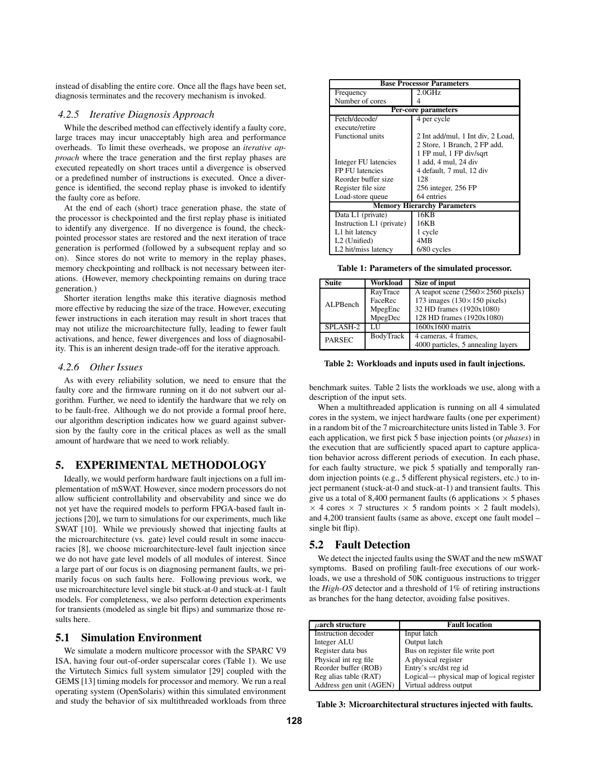instead of disabling the entire core. Once all the flags have been set, diagnosis terminates and the recovery mechanism is invoked.

### 4.2.5 Iterative Diagnosis Approach

While the described method can effectively identify a faulty core, large traces may incur unacceptably high area and performance overheads. To limit these overheads, we propose an *iterative approach* where the trace generation and the first replay phases are executed repeatedly on short traces until a divergence is observed or a predefined number of instructions is executed. Once a divergence is identified, the second replay phase is invoked to identify the faulty core as before.

At the end of each (short) trace generation phase, the state of the processor is checkpointed and the first replay phase is initiated to identify any divergence. If no divergence is found, the checkpointed processor states are restored and the next iteration of trace generation is performed (followed by a subsequent replay and so on). Since stores do not write to memory in the replay phases, memory checkpointing and rollback is not necessary between iterations. (However, memory checkpointing remains on during trace generation.)

Shorter iteration lengths make this iterative diagnosis method more effective by reducing the size of the trace. However, executing fewer instructions in each iteration may result in short traces that may not utilize the microarchitecture fully, leading to fewer fault activations, and hence, fewer divergences and loss of diagnosability. This is an inherent design trade-off for the iterative approach.

### 4.2.6 Other Issues

As with every reliability solution, we need to ensure that the faulty core and the firmware running on it do not subvert our algorithm. Further, we need to identify the hardware that we rely on to be fault-free. Although we do not provide a formal proof here, our algorithm description indicates how we guard against subversion by the faulty core in the critical places as well as the small amount of hardware that we need to work reliably.

## 5. EXPERIMENTAL METHODOLOGY

Ideally, we would perform hardware fault injections on a full implementation of mSWAT. However, since modern processors do not allow sufficient controllability and observability and since we do not yet have the required models to perform FPGA-based fault injections [20], we turn to simulations for our experiments, much like SWAT [10]. While we previously showed that injecting faults at the microarchitecture (vs. gate) level could result in some inaccuracies [8], we choose microarchitecture-level fault injection since we do not have gate level models of all modules of interest. Since a large part of our focus is on diagnosing permanent faults, we primarily focus on such faults here. Following previous work, we use microarchitecture level single bit stuck-at-0 and stuck-at-1 fault models. For completeness, we also perform detection experiments for transients (modeled as single bit flips) and summarize those results here.

### 5.1 Simulation Environment

We simulate a modern multicore processor with the SPARC V9 ISA, having four out-of-order superscalar cores (Table 1). We use the Virtutech Simics full system simulator [29] coupled with the GEMS [13] timing models for processor and memory. We run a real operating system (OpenSolaris) within this simulated environment and study the behavior of six multithreaded workloads from three benchmark suites. Table 2 lists the workloads we use, along with a description of the input sets.

| **Base Processor Parameters** | |
|---|---|
| Frequency | 2.0GHz |
| Number of cores | 4 |
| **Per-core parameters** | |
| Fetch/decode/ execute/retire | 4 per cycle |
| Functional units | 2 Int add/mul, 1 Int div, 2 Load, 2 Store, 1 Branch, 2 FP add, 1 FP mul, 1 FP div/sqrt |
| Integer FU latencies | 1 add, 4 mul, 24 div |
| FP FU latencies | 4 default, 7 mul, 12 div |
| Reorder buffer size | 128 |
| Register file size | 256 integer, 256 FP |
| Load-store queue | 64 entries |
| **Memory Hierarchy Parameters** | |
| Data L1 (private) | 16KB |
| Instruction L1 (private) | 16KB |
| L1 hit latency | 1 cycle |
| L2 (Unified) | 4MB |
| L2 hit/miss latency | 6/80 cycles |

**Table 1: Parameters of the simulated processor.**

| Suite | Workload | Size of input |
|---|---|---|
| ALPBench | RayTrace | A teapot scene ($2560 \times 2560$ pixels) |
| | FaceRec | 173 images ($130 \times 150$ pixels) |
| | MpegEnc | 32 HD frames (1920x1080) |
| | MpegDec | 128 HD frames (1920x1080) |
| SPLASH-2 | LU | 1600x1600 matrix |
| PARSEC | BodyTrack | 4 cameras, 4 frames, 4000 particles, 5 annealing layers |

**Table 2: Workloads and inputs used in fault injections.**

When a multithreaded application is running on all 4 simulated cores in the system, we inject hardware faults (one per experiment) in a random bit of the 7 microarchitecture units listed in Table 3. For each application, we first pick 5 base injection points (or *phases*) in the execution that are sufficiently spaced apart to capture application behavior across different periods of execution. In each phase, for each faulty structure, we pick 5 spatially and temporally random injection points (e.g., 5 different physical registers, etc.) to inject permanent (stuck-at-0 and stuck-at-1) and transient faults. This give us a total of 8,400 permanent faults (6 applications $\times$ 5 phases $\times$ 4 cores $\times$ 7 structures $\times$ 5 random points $\times$ 2 fault models), and 4,200 transient faults (same as above, except one fault model – single bit flip).

### 5.2 Fault Detection

We detect the injected faults using the SWAT and the new mSWAT symptoms. Based on profiling fault-free executions of our workloads, we use a threshold of 50K contiguous instructions to trigger the *High-OS* detector and a threshold of 1% of retiring instructions as branches for the hang detector, avoiding false positives.

| $\mu$arch structure | Fault location |
|---|---|
| Instruction decoder | Input latch |
| Integer ALU | Output latch |
| Register data bus | Bus on register file write port |
| Physical int reg file | A physical register |
| Reorder buffer (ROB) | Entry's src/dst reg id |
| Reg alias table (RAT) | Logical→ physical map of logical register |
| Address gen unit (AGEN) | Virtual address output |

**Table 3: Microarchitectural structures injected with faults.**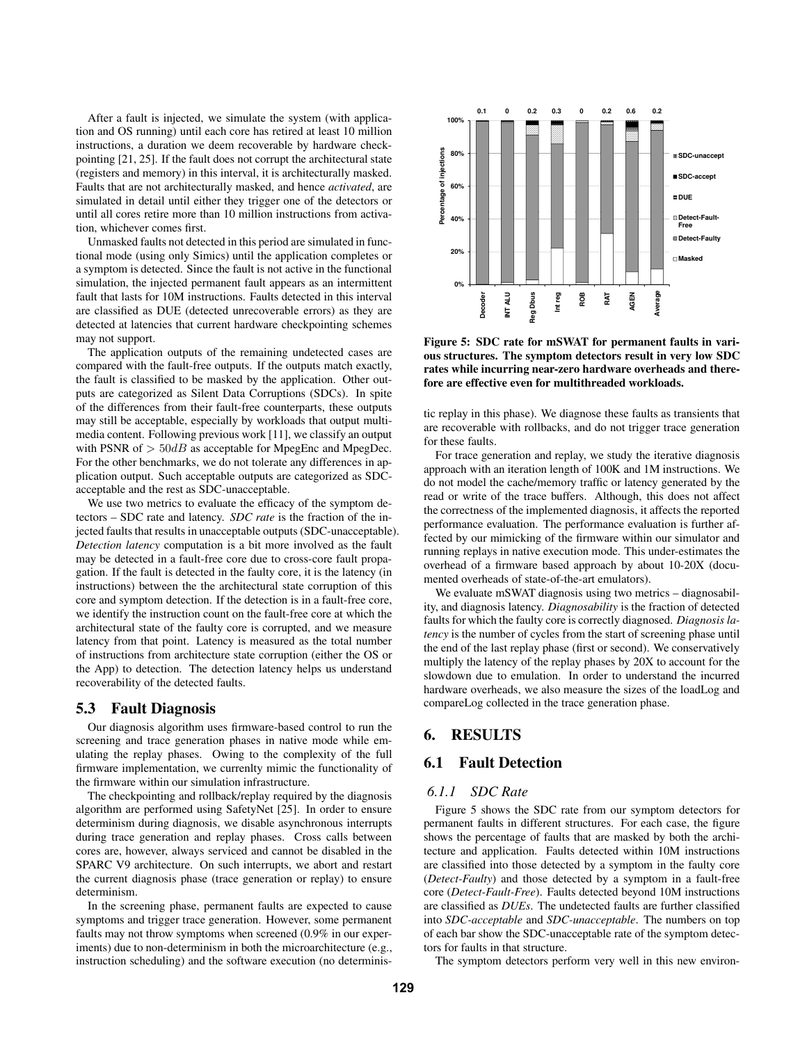After a fault is injected, we simulate the system (with application and OS running) until each core has retired at least 10 million instructions, a duration we deem recoverable by hardware checkpointing [21, 25]. If the fault does not corrupt the architectural state (registers and memory) in this interval, it is architecturally masked. Faults that are not architecturally masked, and hence *activated*, are simulated in detail until either they trigger one of the detectors or until all cores retire more than 10 million instructions from activation, whichever comes first.

Unmasked faults not detected in this period are simulated in functional mode (using only Simics) until the application completes or a symptom is detected. Since the fault is not active in the functional simulation, the injected permanent fault appears as an intermittent fault that lasts for 10M instructions. Faults detected in this interval are classified as DUE (detected unrecoverable errors) as they are detected at latencies that current hardware checkpointing schemes may not support.

The application outputs of the remaining undetected cases are compared with the fault-free outputs. If the outputs match exactly, the fault is classified to be masked by the application. Other outputs are categorized as Silent Data Corruptions (SDCs). In spite of the differences from their fault-free counterparts, these outputs may still be acceptable, especially by workloads that output multimedia content. Following previous work [11], we classify an output with PSNR of $> 50dB$ as acceptable for MpegEnc and MpegDec. For the other benchmarks, we do not tolerate any differences in application output. Such acceptable outputs are categorized as SDC-acceptable and the rest as SDC-unacceptable.

We use two metrics to evaluate the efficacy of the symptom detectors – SDC rate and latency. *SDC rate* is the fraction of the injected faults that results in unacceptable outputs (SDC-unacceptable). *Detection latency* computation is a bit more involved as the fault may be detected in a fault-free core due to cross-core fault propagation. If the fault is detected in the faulty core, it is the latency (in instructions) between the the architectural state corruption of this core and symptom detection. If the detection is in a fault-free core, we identify the instruction count on the fault-free core at which the architectural state of the faulty core is corrupted, and we measure latency from that point. Latency is measured as the total number of instructions from architecture state corruption (either the OS or the App) to detection. The detection latency helps us understand recoverability of the detected faults.

## 5.3 Fault Diagnosis

Our diagnosis algorithm uses firmware-based control to run the screening and trace generation phases in native mode while emulating the replay phases. Owing to the complexity of the full firmware implementation, we currenlty mimic the functionality of the firmware within our simulation infrastructure.

The checkpointing and rollback/replay required by the diagnosis algorithm are performed using SafetyNet [25]. In order to ensure determinism during diagnosis, we disable asynchronous interrupts during trace generation and replay phases. Cross calls between cores are, however, always serviced and cannot be disabled in the SPARC V9 architecture. On such interrupts, we abort and restart the current diagnosis phase (trace generation or replay) to ensure determinism.

In the screening phase, permanent faults are expected to cause symptoms and trigger trace generation. However, some permanent faults may not throw symptoms when screened (0.9% in our experiments) due to non-determinism in both the microarchitecture (e.g., instruction scheduling) and the software execution (no deterministic replay in this phase). We diagnose these faults as transients that are recoverable with rollbacks, and do not trigger trace generation for these faults.

For trace generation and replay, we study the iterative diagnosis approach with an iteration length of 100K and 1M instructions. We do not model the cache/memory traffic or latency generated by the read or write of the trace buffers. Although, this does not affect the correctness of the implemented diagnosis, it affects the reported performance evaluation. The performance evaluation is further affected by our mimicking of the firmware within our simulator and running replays in native execution mode. This under-estimates the overhead of a firmware based approach by about 10-20X (documented overheads of state-of-the-art emulators).

We evaluate mSWAT diagnosis using two metrics – diagnosability, and diagnosis latency. *Diagnosability* is the fraction of detected faults for which the faulty core is correctly diagnosed. *Diagnosis latency* is the number of cycles from the start of screening phase until the end of the last replay phase (first or second). We conservatively multiply the latency of the replay phases by 20X to account for the slowdown due to emulation. In order to understand the incurred hardware overheads, we also measure the sizes of the loadLog and compareLog collected in the trace generation phase.

**Figure 5: SDC rate for mSWAT for permanent faults in various structures. The symptom detectors result in very low SDC rates while incurring near-zero hardware overheads and therefore are effective even for multithreaded workloads.**

# 6. RESULTS

## 6.1 Fault Detection

### 6.1.1 SDC Rate

Figure 5 shows the SDC rate from our symptom detectors for permanent faults in different structures. For each case, the figure shows the percentage of faults that are masked by both the architecture and application. Faults detected within 10M instructions are classified into those detected by a symptom in the faulty core (*Detect-Faulty*) and those detected by a symptom in a fault-free core (*Detect-Fault-Free*). Faults detected beyond 10M instructions are classified as *DUEs*. The undetected faults are further classified into *SDC-acceptable* and *SDC-unacceptable*. The numbers on top of each bar show the SDC-unacceptable rate of the symptom detectors for faults in that structure.

The symptom detectors perform very well in this new environ-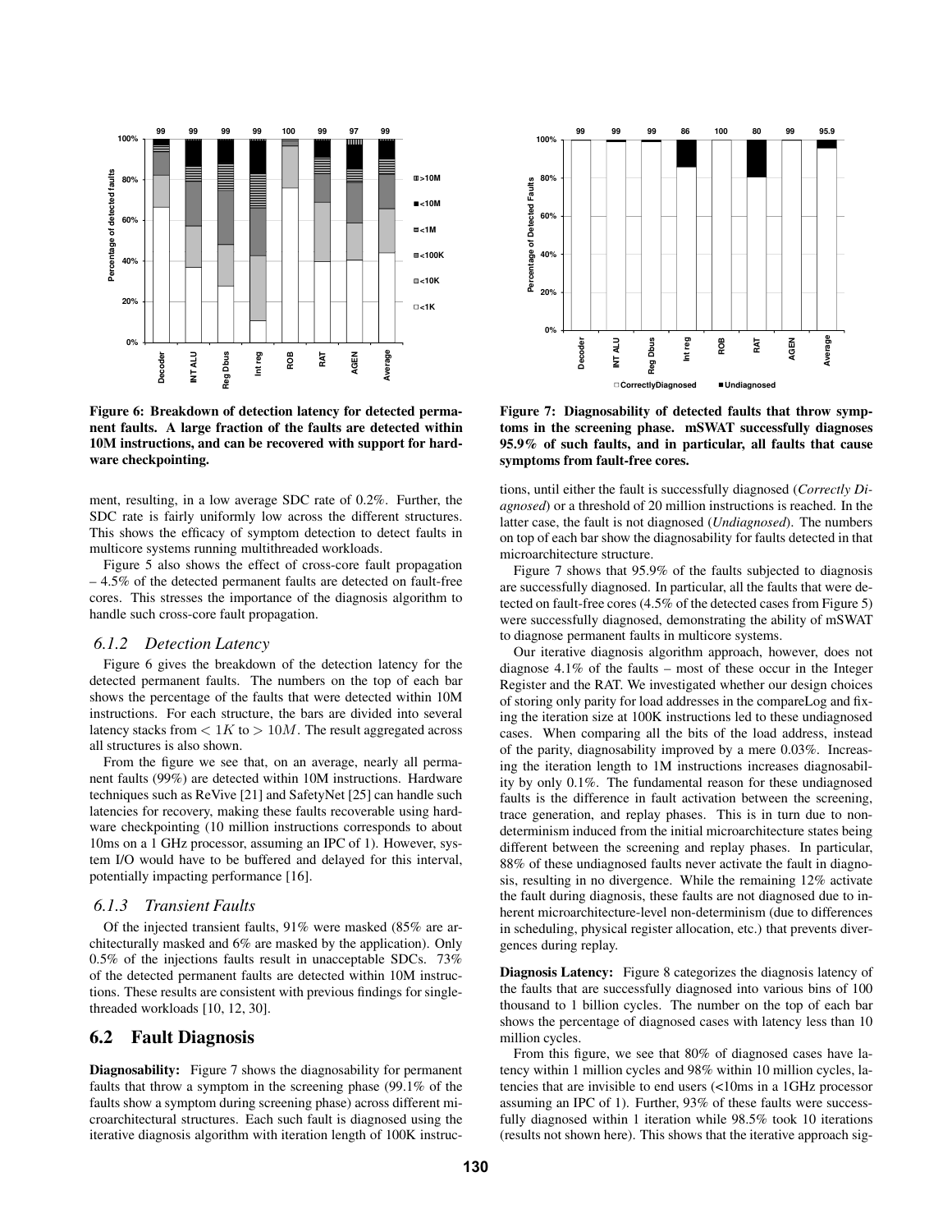**Figure 6: Breakdown of detection latency for detected permanent faults. A large fraction of the faults are detected within 10M instructions, and can be recovered with support for hardware checkpointing.**

**Figure 7: Diagnosability of detected faults that throw symptoms in the screening phase. mSWAT successfully diagnoses 95.9% of such faults, and in particular, all faults that cause symptoms from fault-free cores.**

ment, resulting, in a low average SDC rate of 0.2%. Further, the SDC rate is fairly uniformly low across the different structures. This shows the efficacy of symptom detection to detect faults in multicore systems running multithreaded workloads.

Figure 5 also shows the effect of cross-core fault propagation – 4.5% of the detected permanent faults are detected on fault-free cores. This stresses the importance of the diagnosis algorithm to handle such cross-core fault propagation.

### *6.1.2 Detection Latency*

Figure 6 gives the breakdown of the detection latency for the detected permanent faults. The numbers on the top of each bar shows the percentage of the faults that were detected within 10M instructions. For each structure, the bars are divided into several latency stacks from $< 1K$ to $> 10M$. The result aggregated across all structures is also shown.

From the figure we see that, on an average, nearly all permanent faults (99%) are detected within 10M instructions. Hardware techniques such as ReVive [21] and SafetyNet [25] can handle such latencies for recovery, making these faults recoverable using hardware checkpointing (10 million instructions corresponds to about 10ms on a 1 GHz processor, assuming an IPC of 1). However, system I/O would have to be buffered and delayed for this interval, potentially impacting performance [16].

### *6.1.3 Transient Faults*

Of the injected transient faults, 91% were masked (85% are architecturally masked and 6% are masked by the application). Only 0.5% of the injections faults result in unacceptable SDCs. 73% of the detected permanent faults are detected within 10M instructions. These results are consistent with previous findings for single-threaded workloads [10, 12, 30].

## 6.2 Fault Diagnosis

**Diagnosability:** Figure 7 shows the diagnosability for permanent faults that throw a symptom in the screening phase (99.1% of the faults show a symptom during screening phase) across different microarchitectural structures. Each such fault is diagnosed using the iterative diagnosis algorithm with iteration length of 100K instructions, until either the fault is successfully diagnosed (*Correctly Diagnosed*) or a threshold of 20 million instructions is reached. In the latter case, the fault is not diagnosed (*Undiagnosed*). The numbers on top of each bar show the diagnosability for faults detected in that microarchitecture structure.

Figure 7 shows that 95.9% of the faults subjected to diagnosis are successfully diagnosed. In particular, all the faults that were detected on fault-free cores (4.5% of the detected cases from Figure 5) were successfully diagnosed, demonstrating the ability of mSWAT to diagnose permanent faults in multicore systems.

Our iterative diagnosis algorithm approach, however, does not diagnose 4.1% of the faults – most of these occur in the Integer Register and the RAT. We investigated whether our design choices of storing only parity for load addresses in the compareLog and fixing the iteration size at 100K instructions led to these undiagnosed cases. When comparing all the bits of the load address, instead of the parity, diagnosability improved by a mere 0.03%. Increasing the iteration length to 1M instructions increases diagnosability by only 0.1%. The fundamental reason for these undiagnosed faults is the difference in fault activation between the screening, trace generation, and replay phases. This is in turn due to non-determinism induced from the initial microarchitecture states being different between the screening and replay phases. In particular, 88% of these undiagnosed faults never activate the fault in diagnosis, resulting in no divergence. While the remaining 12% activate the fault during diagnosis, these faults are not diagnosed due to inherent microarchitecture-level non-determinism (due to differences in scheduling, physical register allocation, etc.) that prevents divergences during replay.

**Diagnosis Latency:** Figure 8 categorizes the diagnosis latency of the faults that are successfully diagnosed into various bins of 100 thousand to 1 billion cycles. The number on the top of each bar shows the percentage of diagnosed cases with latency less than 10 million cycles.

From this figure, we see that 80% of diagnosed cases have latency within 1 million cycles and 98% within 10 million cycles, latencies that are invisible to end users (<10ms in a 1GHz processor assuming an IPC of 1). Further, 93% of these faults were successfully diagnosed within 1 iteration while 98.5% took 10 iterations (results not shown here). This shows that the iterative approach sig-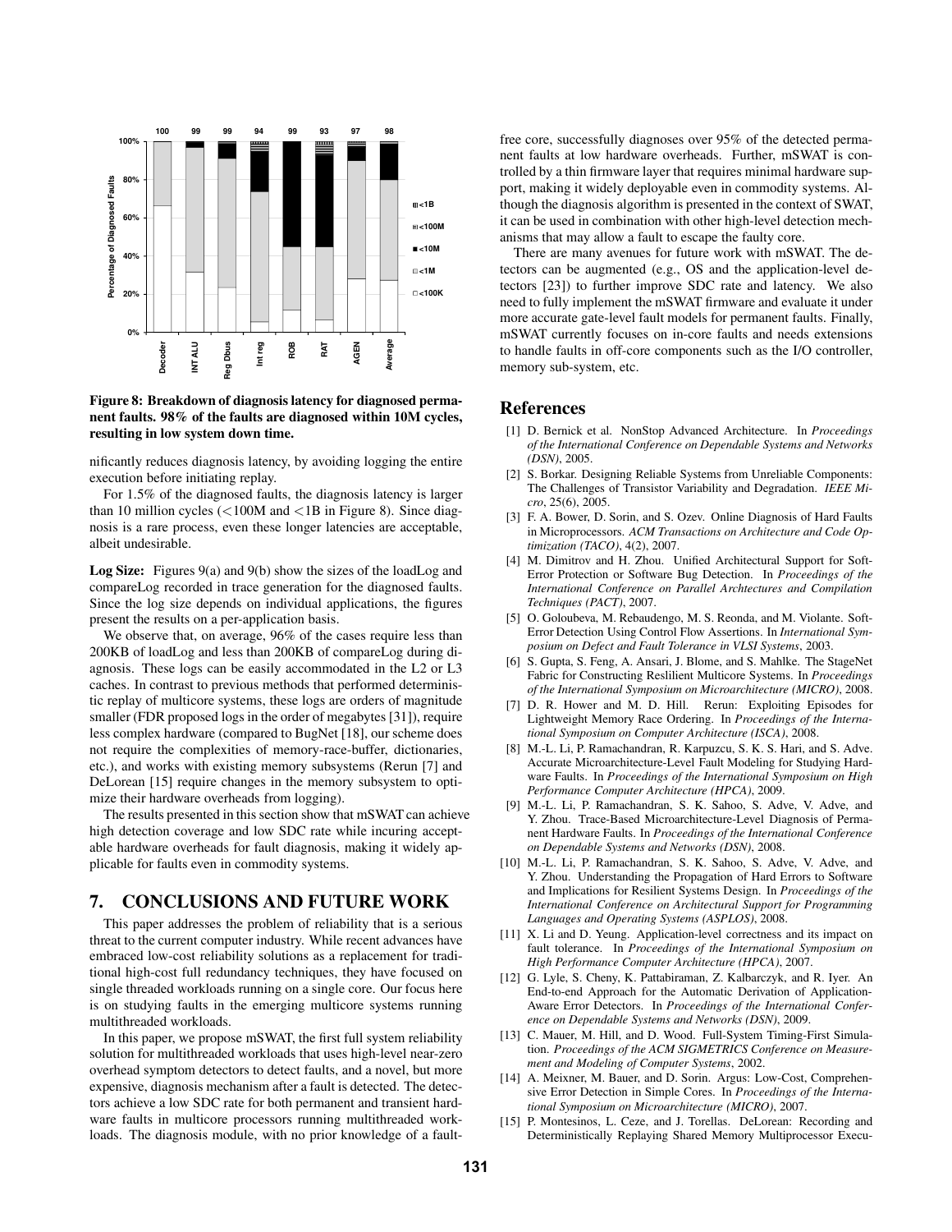**Figure 8: Breakdown of diagnosis latency for diagnosed permanent faults. 98% of the faults are diagnosed within 10M cycles, resulting in low system down time.**

nificantly reduces diagnosis latency, by avoiding logging the entire execution before initiating replay.

For 1.5% of the diagnosed faults, the diagnosis latency is larger than 10 million cycles (<100M and <1B in Figure 8). Since diagnosis is a rare process, even these longer latencies are acceptable, albeit undesirable.

**Log Size:** Figures 9(a) and 9(b) show the sizes of the loadLog and compareLog recorded in trace generation for the diagnosed faults. Since the log size depends on individual applications, the figures present the results on a per-application basis.

We observe that, on average, 96% of the cases require less than 200KB of loadLog and less than 200KB of compareLog during diagnosis. These logs can be easily accommodated in the L2 or L3 caches. In contrast to previous methods that performed deterministic replay of multicore systems, these logs are orders of magnitude smaller (FDR proposed logs in the order of megabytes [31]), require less complex hardware (compared to BugNet [18], our scheme does not require the complexities of memory-race-buffer, dictionaries, etc.), and works with existing memory subsystems (Rerun [7] and DeLorean [15] require changes in the memory subsystem to optimize their hardware overheads from logging).

The results presented in this section show that mSWAT can achieve high detection coverage and low SDC rate while incuring acceptable hardware overheads for fault diagnosis, making it widely applicable for faults even in commodity systems.

## 7. CONCLUSIONS AND FUTURE WORK

This paper addresses the problem of reliability that is a serious threat to the current computer industry. While recent advances have embraced low-cost reliability solutions as a replacement for traditional high-cost full redundancy techniques, they have focused on single threaded workloads running on a single core. Our focus here is on studying faults in the emerging multicore systems running multithreaded workloads.

In this paper, we propose mSWAT, the first full system reliability solution for multithreaded workloads that uses high-level near-zero overhead symptom detectors to detect faults, and a novel, but more expensive, diagnosis mechanism after a fault is detected. The detectors achieve a low SDC rate for both permanent and transient hardware faults in multicore processors running multithreaded workloads. The diagnosis module, with no prior knowledge of a fault-free core, successfully diagnoses over 95% of the detected permanent faults at low hardware overheads. Further, mSWAT is controlled by a thin firmware layer that requires minimal hardware support, making it widely deployable even in commodity systems. Although the diagnosis algorithm is presented in the context of SWAT, it can be used in combination with other high-level detection mechanisms that may allow a fault to escape the faulty core.

There are many avenues for future work with mSWAT. The detectors can be augmented (e.g., OS and the application-level detectors [23]) to further improve SDC rate and latency. We also need to fully implement the mSWAT firmware and evaluate it under more accurate gate-level fault models for permanent faults. Finally, mSWAT currently focuses on in-core faults and needs extensions to handle faults in off-core components such as the I/O controller, memory sub-system, etc.

## References

[1] D. Bernick et al. NonStop Advanced Architecture. In *Proceedings of the International Conference on Dependable Systems and Networks (DSN)*, 2005.

[2] S. Borkar. Designing Reliable Systems from Unreliable Components: The Challenges of Transistor Variability and Degradation. *IEEE Micro*, 25(6), 2005.

[3] F. A. Bower, D. Sorin, and S. Ozev. Online Diagnosis of Hard Faults in Microprocessors. *ACM Transactions on Architecture and Code Optimization (TACO)*, 4(2), 2007.

[4] M. Dimitrov and H. Zhou. Unified Architectural Support for Soft-Error Protection or Software Bug Detection. In *Proceedings of the International Conference on Parallel Archtectures and Compilation Techniques (PACT)*, 2007.

[5] O. Goloubeva, M. Rebaudengo, M. S. Reonda, and M. Violante. Soft-Error Detection Using Control Flow Assertions. In *International Symposium on Defect and Fault Tolerance in VLSI Systems*, 2003.

[6] S. Gupta, S. Feng, A. Ansari, J. Blome, and S. Mahlke. The StageNet Fabric for Constructing Reslilient Multicore Systems. In *Proceedings of the International Symposium on Microarchitecture (MICRO)*, 2008.

[7] D. R. Hower and M. D. Hill. Rerun: Exploiting Episodes for Lightweight Memory Race Ordering. In *Proceedings of the International Symposium on Computer Architecture (ISCA)*, 2008.

[8] M.-L. Li, P. Ramachandran, R. Karpuzcu, S. K. S. Hari, and S. Adve. Accurate Microarchitecture-Level Fault Modeling for Studying Hardware Faults. In *Proceedings of the International Symposium on High Performance Computer Architecture (HPCA)*, 2009.

[9] M.-L. Li, P. Ramachandran, S. K. Sahoo, S. Adve, V. Adve, and Y. Zhou. Trace-Based Microarchitecture-Level Diagnosis of Permanent Hardware Faults. In *Proceedings of the International Conference on Dependable Systems and Networks (DSN)*, 2008.

[10] M.-L. Li, P. Ramachandran, S. K. Sahoo, S. Adve, V. Adve, and Y. Zhou. Understanding the Propagation of Hard Errors to Software and Implications for Resilient Systems Design. In *Proceedings of the International Conference on Architectural Support for Programming Languages and Operating Systems (ASPLOS)*, 2008.

[11] X. Li and D. Yeung. Application-level correctness and its impact on fault tolerance. In *Proceedings of the International Symposium on High Performance Computer Architecture (HPCA)*, 2007.

[12] G. Lyle, S. Cheny, K. Pattabiraman, Z. Kalbarczyk, and R. Iyer. An End-to-end Approach for the Automatic Derivation of Application-Aware Error Detectors. In *Proceedings of the International Conference on Dependable Systems and Networks (DSN)*, 2009.

[13] C. Mauer, M. Hill, and D. Wood. Full-System Timing-First Simulation. *Proceedings of the ACM SIGMETRICS Conference on Measurement and Modeling of Computer Systems*, 2002.

[14] A. Meixner, M. Bauer, and D. Sorin. Argus: Low-Cost, Comprehensive Error Detection in Simple Cores. In *Proceedings of the International Symposium on Microarchitecture (MICRO)*, 2007.

[15] P. Montesinos, L. Ceze, and J. Torellas. DeLorean: Recording and Deterministically Replaying Shared Memory Multiprocessor Execu-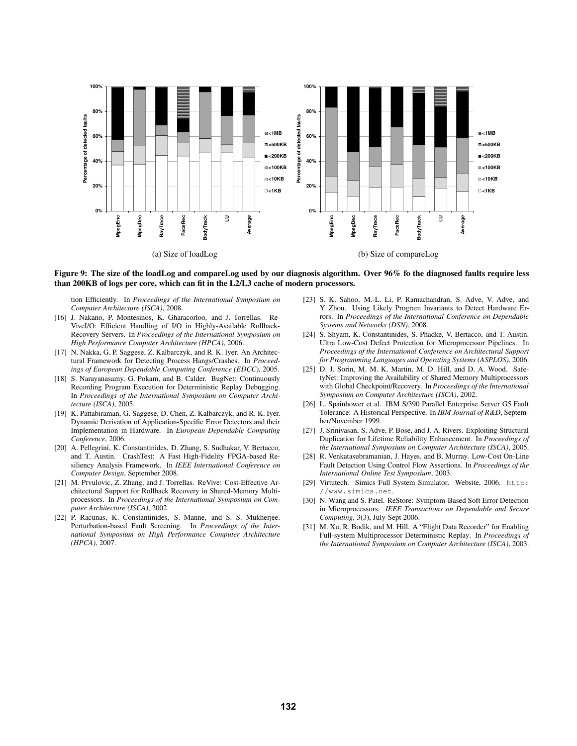100%
80%
60%
40%
20%
0%

Percentage of detected faults

MpegEnc MpegDec RayTrace FaceRec BodyTrack LU Average

<1MB
<500KB
<200KB
<100KB
<10KB
<1KB

(a) Size of loadLog

100%
80%
60%
40%
20%
0%

Percentage of detected faults

MpegEnc MpegDec RayTrace FaceRec BodyTrack LU Average

<1MB
<500KB
<200KB
<100KB
<10KB
<1KB

(b) Size of compareLog

**Figure 9: The size of the loadLog and compareLog used by our diagnosis algorithm. Over 96% fo the diagnosed faults require less than 200KB of logs per core, which can fit in the L2/L3 cache of modern processors.**

tion Efficiently. In *Proceedings of the International Symposium on Computer Architecture (ISCA)*, 2008.

[16] J. Nakano, P. Montesinos, K. Gharacorloo, and J. Torrellas. ReViveI/O: Efficient Handling of I/O in Highly-Available Rollback-Recovery Servers. In *Proceedings of the International Symposium on High Performance Computer Architecture (HPCA)*, 2006.

[17] N. Nakka, G. P. Saggese, Z. Kalbarczyk, and R. K. Iyer. An Architectural Framework for Detecting Process Hangs/Crashes. In *Proceedings of European Dependable Computing Conference (EDCC)*, 2005.

[18] S. Narayanasamy, G. Pokam, and B. Calder. BugNet: Continuously Recording Program Execution for Deterministic Replay Debugging. In *Proceedings of the International Symposium on Computer Architecture (ISCA)*, 2005.

[19] K. Pattabiraman, G. Saggese, D. Chen, Z. Kalbarczyk, and R. K. Iyer. Dynamic Derivation of Application-Specific Error Detectors and their Implementation in Hardware. In *European Dependable Computing Conference*, 2006.

[20] A. Pellegrini, K. Constantinides, D. Zhang, S. Sudhakar, V. Bertacco, and T. Austin. CrashTest: A Fast High-Fidelity FPGA-based Resiliency Analysis Framework. In *IEEE International Conference on Computer Design*, September 2008.

[21] M. Prvulovic, Z. Zhang, and J. Torrellas. ReVive: Cost-Effective Architectural Support for Rollback Recovery in Shared-Memory Multiprocessors. In *Proceedings of the International Symposium on Computer Architecture (ISCA)*, 2002.

[22] P. Racunas, K. Constantinides, S. Manne, and S. S. Mukherjee. Perturbation-based Fault Screening. In *Proceedings of the International Symposium on High Performance Computer Architecture (HPCA)*, 2007.

[23] S. K. Sahoo, M.-L. Li, P. Ramachandran, S. Adve, V. Adve, and Y. Zhou. Using Likely Program Invariants to Detect Hardware Errors. In *Proceedings of the International Conference on Dependable Systems and Networks (DSN)*, 2008.

[24] S. Shyam, K. Constantinides, S. Phadke, V. Bertacco, and T. Austin. Ultra Low-Cost Defect Protection for Microprocessor Pipelines. In *Proceedings of the International Conference on Architectural Support for Programming Languages and Operating Systems (ASPLOS)*, 2006.

[25] D. J. Sorin, M. M. K. Martin, M. D. Hill, and D. A. Wood. SafetyNet: Improving the Availability of Shared Memory Multiprocessors with Global Checkpoint/Recovery. In *Proceedings of the International Symposium on Computer Architecture (ISCA)*, 2002.

[26] L. Spainhower et al. IBM S/390 Parallel Enterprise Server G5 Fault Tolerance: A Historical Perspective. In *IBM Journal of R&D*, September/November 1999.

[27] J. Srinivasan, S. Adve, P. Bose, and J. A. Rivers. Exploiting Structural Duplication for Lifetime Reliability Enhancement. In *Proceedings of the International Symposium on Computer Architecture (ISCA)*, 2005.

[28] R. Venkatasubramanian, J. Hayes, and B. Murray. Low-Cost On-Line Fault Detection Using Control Flow Assertions. In *Proceedings of the International Online Test Symposium*, 2003.

[29] Virtutech. Simics Full System Simulator. Website, 2006. `http://www.simics.net`.

[30] N. Wang and S. Patel. ReStore: Symptom-Based Soft Error Detection in Microprocessors. *IEEE Transactions on Dependable and Secure Computing*, 3(3), July-Sept 2006.

[31] M. Xu, R. Bodik, and M. Hill. A "Flight Data Recorder" for Enabling Full-system Multiprocessor Deterministic Replay. In *Proceedings of the International Symposium on Computer Architecture (ISCA)*, 2003.